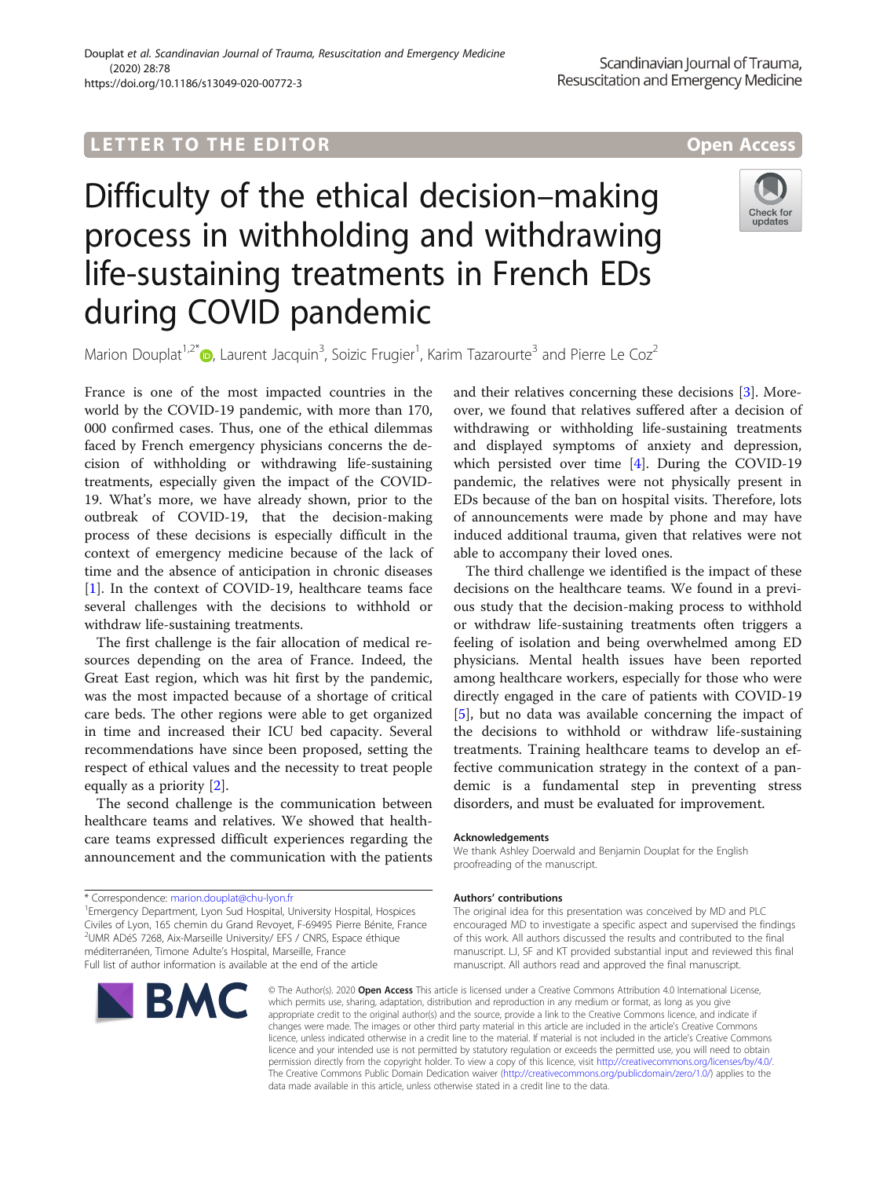LETTER TO THE EDITOR

Open Access

# Difficulty of the ethical decision–making process in withholding and withdrawing life-sustaining treatments in French EDs during COVID pandemic

Marion Douplat[1,2*], Laurent Jacquin[3], Soizic Frugier[1], Karim Tazarourte[3] and Pierre Le Coz[2]

France is one of the most impacted countries in the world by the COVID-19 pandemic, with more than 170, 000 confirmed cases. Thus, one of the ethical dilemmas faced by French emergency physicians concerns the decision of withholding or withdrawing life-sustaining treatments, especially given the impact of the COVID-19. What's more, we have already shown, prior to the outbreak of COVID-19, that the decision-making process of these decisions is especially difficult in the context of emergency medicine because of the lack of time and the absence of anticipation in chronic diseases [1]. In the context of COVID-19, healthcare teams face several challenges with the decisions to withhold or withdraw life-sustaining treatments.

The first challenge is the fair allocation of medical resources depending on the area of France. Indeed, the Great East region, which was hit first by the pandemic, was the most impacted because of a shortage of critical care beds. The other regions were able to get organized in time and increased their ICU bed capacity. Several recommendations have since been proposed, setting the respect of ethical values and the necessity to treat people equally as a priority [2].

The second challenge is the communication between healthcare teams and relatives. We showed that healthcare teams expressed difficult experiences regarding the announcement and the communication with the patients and their relatives concerning these decisions [3]. Moreover, we found that relatives suffered after a decision of withdrawing or withholding life-sustaining treatments and displayed symptoms of anxiety and depression, which persisted over time [4]. During the COVID-19 pandemic, the relatives were not physically present in EDs because of the ban on hospital visits. Therefore, lots of announcements were made by phone and may have induced additional trauma, given that relatives were not able to accompany their loved ones.

The third challenge we identified is the impact of these decisions on the healthcare teams. We found in a previous study that the decision-making process to withhold or withdraw life-sustaining treatments often triggers a feeling of isolation and being overwhelmed among ED physicians. Mental health issues have been reported among healthcare workers, especially for those who were directly engaged in the care of patients with COVID-19 [5], but no data was available concerning the impact of the decisions to withhold or withdraw life-sustaining treatments. Training healthcare teams to develop an effective communication strategy in the context of a pandemic is a fundamental step in preventing stress disorders, and must be evaluated for improvement.

#### Acknowledgements

We thank Ashley Doerwald and Benjamin Douplat for the English proofreading of the manuscript.

#### Authors' contributions

The original idea for this presentation was conceived by MD and PLC encouraged MD to investigate a specific aspect and supervised the findings of this work. All authors discussed the results and contributed to the final manuscript. LJ, SF and KT provided substantial input and reviewed this final manuscript. All authors read and approved the final manuscript.

\* Correspondence: marion.douplat@chu-lyon.fr

[1]Emergency Department, Lyon Sud Hospital, University Hospital, Hospices Civiles of Lyon, 165 chemin du Grand Revoyet, F-69495 Pierre Bénite, France

[2]UMR ADéS 7268, Aix-Marseille University/ EFS / CNRS, Espace éthique méditerranéen, Timone Adulte's Hospital, Marseille, France

Full list of author information is available at the end of the article

© The Author(s). 2020 **Open Access** This article is licensed under a Creative Commons Attribution 4.0 International License, which permits use, sharing, adaptation, distribution and reproduction in any medium or format, as long as you give appropriate credit to the original author(s) and the source, provide a link to the Creative Commons licence, and indicate if changes were made. The images or other third party material in this article are included in the article's Creative Commons licence, unless indicated otherwise in a credit line to the material. If material is not included in the article's Creative Commons licence and your intended use is not permitted by statutory regulation or exceeds the permitted use, you will need to obtain permission directly from the copyright holder. To view a copy of this licence, visit http://creativecommons.org/licenses/by/4.0/. The Creative Commons Public Domain Dedication waiver (http://creativecommons.org/publicdomain/zero/1.0/) applies to the data made available in this article, unless otherwise stated in a credit line to the data.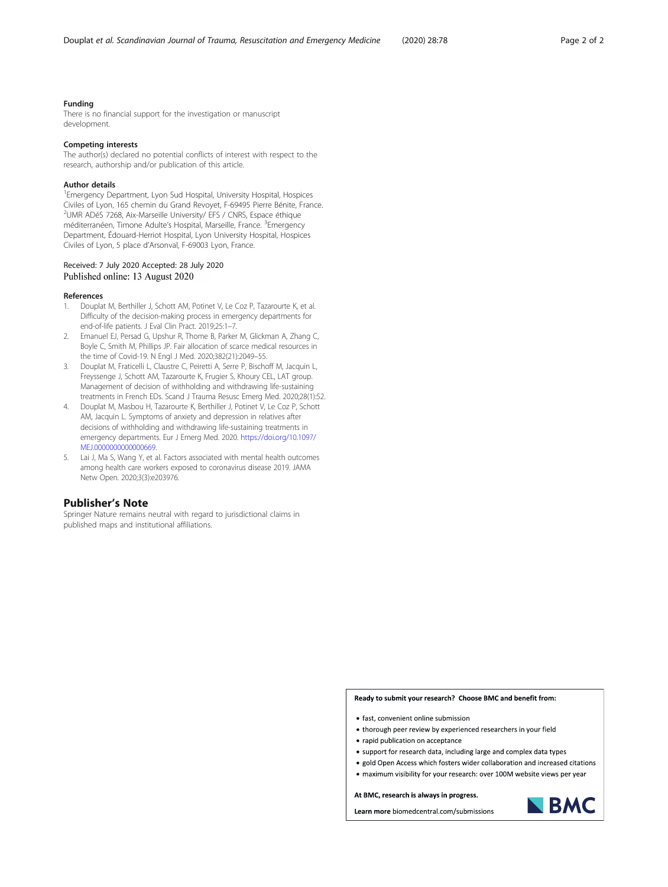### Funding

There is no financial support for the investigation or manuscript development.

### Competing interests

The author(s) declared no potential conflicts of interest with respect to the research, authorship and/or publication of this article.

### Author details

[1]Emergency Department, Lyon Sud Hospital, University Hospital, Hospices Civiles of Lyon, 165 chemin du Grand Revoyet, F-69495 Pierre Bénite, France. [2]UMR ADéS 7268, Aix-Marseille University/ EFS / CNRS, Espace éthique méditerranéen, Timone Adulte's Hospital, Marseille, France. [3]Emergency Department, Édouard-Herriot Hospital, Lyon University Hospital, Hospices Civiles of Lyon, 5 place d'Arsonval, F-69003 Lyon, France.

Received: 7 July 2020 Accepted: 28 July 2020
Published online: 13 August 2020

### References

1. Douplat M, Berthiller J, Schott AM, Potinet V, Le Coz P, Tazarourte K, et al. Difficulty of the decision-making process in emergency departments for end-of-life patients. J Eval Clin Pract. 2019;25:1–7.
2. Emanuel EJ, Persad G, Upshur R, Thome B, Parker M, Glickman A, Zhang C, Boyle C, Smith M, Phillips JP. Fair allocation of scarce medical resources in the time of Covid-19. N Engl J Med. 2020;382(21):2049–55.
3. Douplat M, Fraticelli L, Claustre C, Peiretti A, Serre P, Bischoff M, Jacquin L, Freyssenge J, Schott AM, Tazarourte K, Frugier S, Khoury CEL, LAT group. Management of decision of withholding and withdrawing life-sustaining treatments in French EDs. Scand J Trauma Resusc Emerg Med. 2020;28(1):52.
4. Douplat M, Masbou H, Tazarourte K, Berthiller J, Potinet V, Le Coz P, Schott AM, Jacquin L. Symptoms of anxiety and depression in relatives after decisions of withholding and withdrawing life-sustaining treatments in emergency departments. Eur J Emerg Med. 2020. https://doi.org/10.1097/MEJ.0000000000000669.
5. Lai J, Ma S, Wang Y, et al. Factors associated with mental health outcomes among health care workers exposed to coronavirus disease 2019. JAMA Netw Open. 2020;3(3):e203976.

## Publisher's Note

Springer Nature remains neutral with regard to jurisdictional claims in published maps and institutional affiliations.

**Ready to submit your research? Choose BMC and benefit from:**

- fast, convenient online submission
- thorough peer review by experienced researchers in your field
- rapid publication on acceptance
- support for research data, including large and complex data types
- gold Open Access which fosters wider collaboration and increased citations
- maximum visibility for your research: over 100M website views per year

**At BMC, research is always in progress.**

**Learn more** biomedcentral.com/submissions